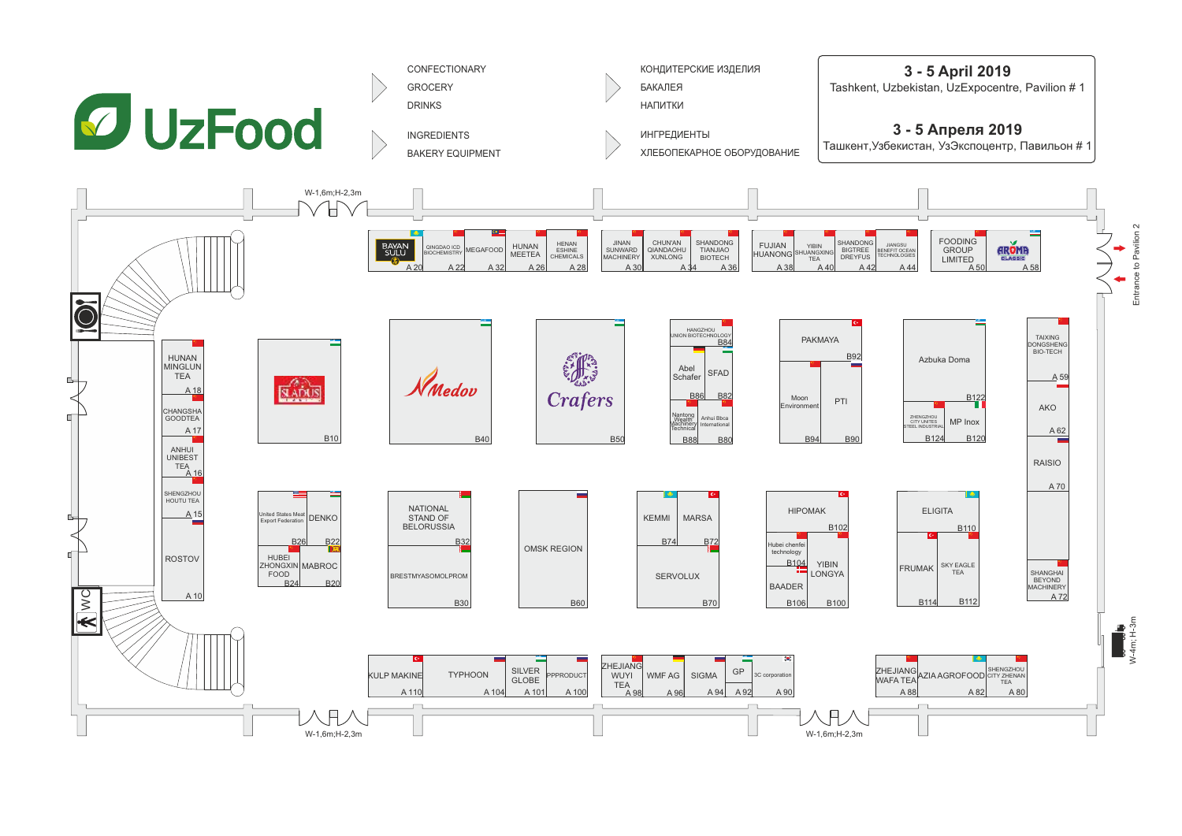# UzFood

- CONFECTIONARY
- GROCERY
- DRINKS

- INGREDIENTS
- BAKERY EQUIPMENT

- КОНДИТЕРСКИЕ ИЗДЕЛИЯ
- БАКАЛЕЯ
- НАПИТКИ

- ИНГРЕДИЕНТЫ
- ХЛЕБОПЕКАРНОЕ ОБОРУДОВАНИЕ

**3 - 5 April 2019**
Tashkent, Uzbekistan, UzExpocentre, Pavilion # 1

**3 - 5 Апреля 2019**
Ташкент,Узбекистан, УзЭкспоцентр, Павильон # 1

W-1,6m;H-2,3m

BAYAN SULU A 20 | QINGDAO ICD BIOCHEMISTRY A 22 | MEGAFOOD A 32 | HUNAN MEETEA A 26 | HENAN ESHINE CHEMICALS A 28 | JINAN SUNWARD MACHINERY A 30 | CHUN'AN QIANDAOHU XUNLONG A 34 | SHANDONG TIANJIAO BIOTECH A 36 | FUJIAN HUANONG A 38 | YIBIN SHUANGXING TEA A 40 | SHANDONG BIGTREE DREYFUS A 42 | JIANGSU BENEFIT OCEAN TECHNOLOGIES A 44 | FOODING GROUP LIMITED A 50 | AROMA CLASSIC A 58

Entrance to Pavilion 2

HUNAN MINGLUN TEA A 18 | CHANGSHA GOODTEA A 17 | ANHUI UNIBEST TEA A 16 | SHENGZHOU HOUTU TEA A 15 | ROSTOV A 10

SLADUS B10 | Medov B40 | Crafers B50 | HANGZHOU UNION BIOTECHNOLOGY B84 | Abel Schafer B86 | SFAD B82 | Nantong Wealth Machinery Technical B88 | Anhui Bbca International B80 | PAKMAYA B92 | Moon Environment B94 | PTI B90 | Azbuka Doma B122 | ZHENGZHOU CITY UNITES STEEL INDUSTRIAL B124 | MP Inox B120 | TAIXING DONGSHENG BIO-TECH A 59 | AKO A 62 | RAISIO A 70 | SHANGHAI BEYOND MACHINERY A 72

United States Meat Export Federation B26 | DENKO B22 | HUBEI ZHONGXIN FOOD B24 | MABROC B20 | NATIONAL STAND OF BELORUSSIA B32 | BRESTMYASOMOLPROM B30 | OMSK REGION B60 | KEMMI B74 | MARSA B72 | SERVOLUX B70 | HIPOMAK B102 | Hubei chenfei technology B104 | YIBIN LONGYA | BAADER B106 | B100 | ELIGITA B110 | FRUMAK B114 | SKY EAGLE TEA B112

WC

W-4m; H-3m

KULP MAKINE A 110 | TYPHOON A 104 | SILVER GLOBE A 101 | PPPRODUCT A 100 | ZHEJIANG WUYI TEA A 98 | WMF AG A 96 | SIGMA A 94 | GP A 92 | 3C corporation A 90 | ZHEJIANG WAFA TEA A 88 | AZIA AGROFOOD A 82 | SHENGZHOU CITY ZHENAN TEA A 80

W-1,6m;H-2,3m

W-1,6m;H-2,3m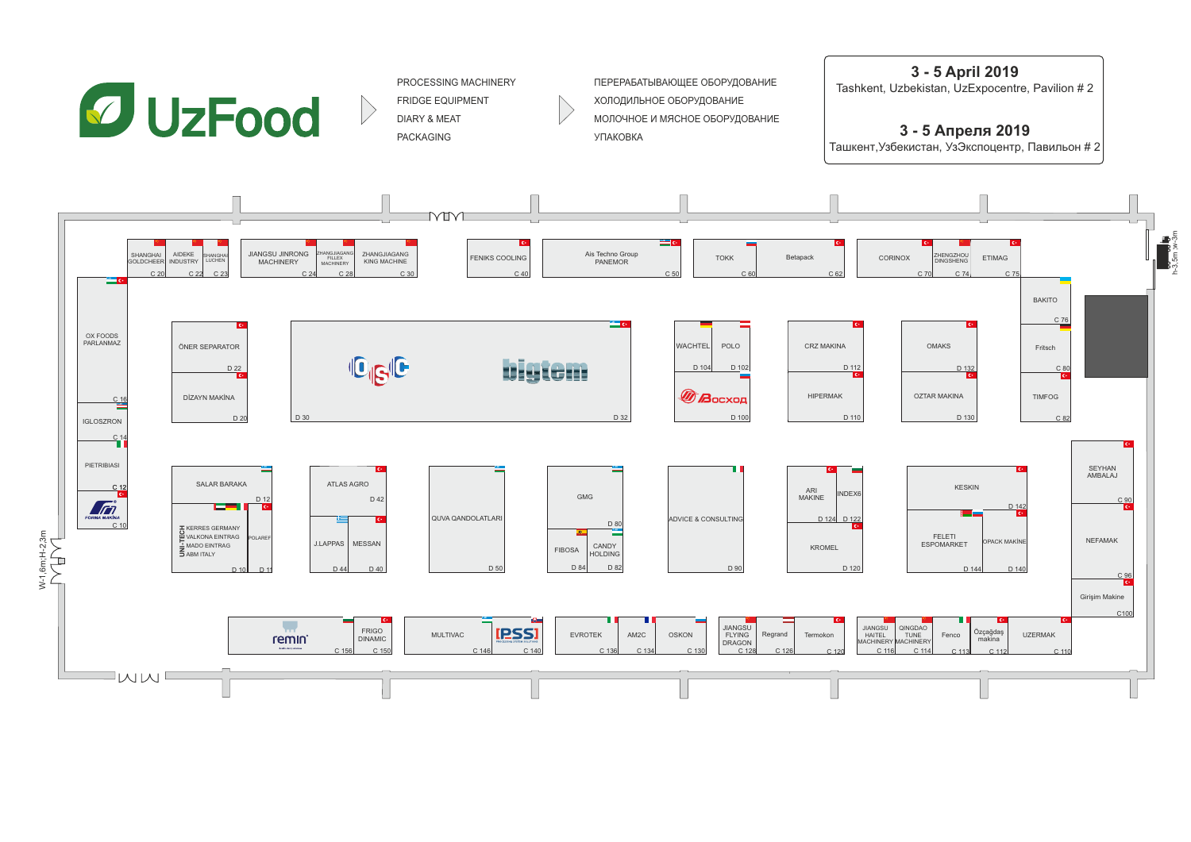# UzFood

- PROCESSING MACHINERY
- FRIDGE EQUIPMENT
- DIARY & MEAT
- PACKAGING

- ПЕРЕРАБАТЫВАЮЩЕЕ ОБОРУДОВАНИЕ
- ХОЛОДИЛЬНОЕ ОБОРУДОВАНИЕ
- МОЛОЧНОЕ И МЯСНОЕ ОБОРУДОВАНИЕ
- УПАКОВКА

**3 - 5 April 2019**
Tashkent, Uzbekistan, UzExpocentre, Pavilion # 2

**3 - 5 Апреля 2019**
Ташкент,Узбекистан, УзЭкспоцентр, Павильон # 2

| Stand | Exhibitor |
| --- | --- |
| C 20 | SHANGHAI GOLDCHEER |
| C 22 | AIDEKE INDUSTRY |
| C 23 | SHANGHAI LUCHEN |
| C 24 | JIANGSU JINRONG MACHINERY |
| C 28 | ZHANGJIAGANG FILLEX MACHINERY |
| C 30 | ZHANGJIAGANG KING MACHINE |
| C 40 | FENIKS COOLING |
| C 50 | Ais Techno Group PANEMOR |
| C 60 | TOKK |
| C 62 | Betapack |
| C 70 | CORINOX |
| C 74 | ZHENGZHOU DINGSHENG |
| C 75 | ETIMAG |
| C 76 | BAKITO |
| C 80 | Fritsch |
| C 82 | TIMFOG |
| C 90 | SEYHAN AMBALAJ |
| C 96 | NEFAMAK |
| C100 | Girişim Makine |
| C 110 | UZERMAK |
| C 112 | Özçağdaş makina |
| C 113 | Fenco |
| C 114 | QINGDAO TUNE MACHINERY |
| C 116 | JIANGSU HAITEL MACHINERY |
| C 120 | Termokon |
| C 126 | Regrand |
| C 128 | JIANGSU FLYING DRAGON |
| C 130 | OSKON |
| C 134 | AM2C |
| C 136 | EVROTEK |
| C 140 | PSS |
| C 146 | MULTIVAC |
| C 150 | FRIGO DINAMIC |
| C 156 | remin |
| C 10 | FORMA MAKINA |
| C 12 | PIETRIBIASI |
| C 14 | IGLOSZRON |
| C 16 | OX FOODS PARLANMAZ |
| D 22 | ÖNER SEPARATOR |
| D 20 | DİZAYN MAKİNA |
| D 30 | OSC |
| D 32 | bigtem |
| D 104 | WACHTEL |
| D 102 | POLO |
| D 100 | Восход |
| D 112 | CRZ MAKINA |
| D 110 | HIPERMAK |
| D 132 | OMAKS |
| D 130 | OZTAR MAKINA |
| D 12 | SALAR BARAKA |
| D 10 | UNI-TECH: KERRES GERMANY, VALKONA EINTRAG, MADO EINTRAG, ABM ITALY |
| D 11 | POLAREF |
| D 42 | ATLAS AGRO |
| D 44 | J.LAPPAS |
| D 40 | MESSAN |
| D 50 | QUVA QANDOLATLARI |
| D 80 | GMG |
| D 84 | FIBOSA |
| D 82 | CANDY HOLDING |
| D 90 | ADVICE & CONSULTING |
| D 124 | ARI MAKINE |
| D 122 | INDEX6 |
| D 120 | KROMEL |
| D 142 | KESKIN |
| D 144 | FELETI ESPOMARKET |
| D 140 | OPACK MAKİNE |

W-1,6m;H-2,3m

h-3,5m w-3m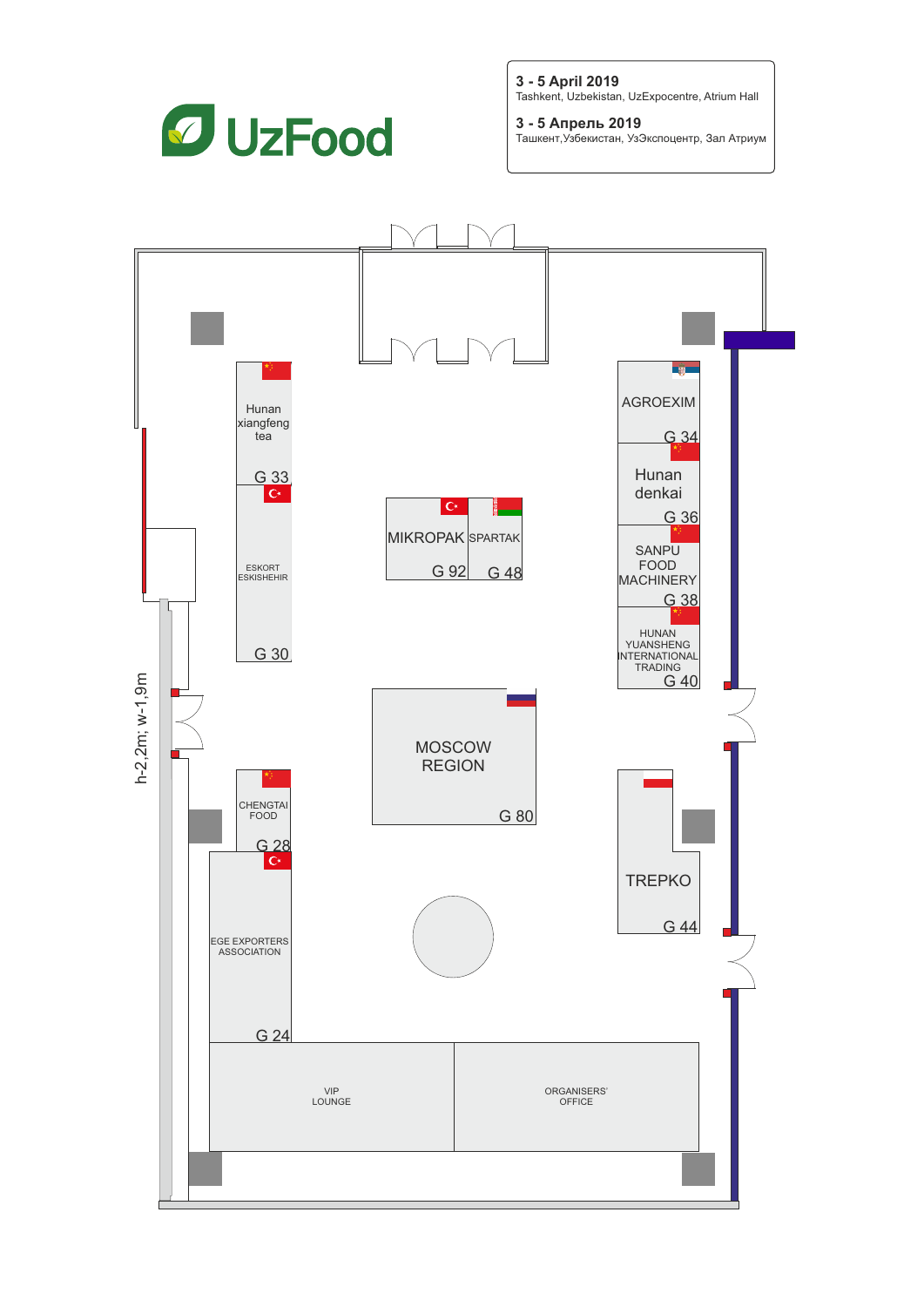# UzFood

**3 - 5 April 2019**
Tashkent, Uzbekistan, UzExpocentre, Atrium Hall

**3 - 5 Апрель 2019**
Ташкент,Узбекистан, УзЭкспоцентр, Зал Атриум

Hunan xiangfeng tea
G 33

ESKORT ESKISHEHIR
G 30

MIKROPAK
G 92

SPARTAK
G 48

AGROEXIM
G 34

Hunan denkai
G 36

SANPU FOOD MACHINERY
G 38

HUNAN YUANSHENG INTERNATIONAL TRADING
G 40

h-2,2m; w-1,9m

MOSCOW REGION
G 80

CHENGTAI FOOD
G 28

TREPKO
G 44

EGE EXPORTERS ASSOCIATION
G 24

VIP LOUNGE

ORGANISERS' OFFICE